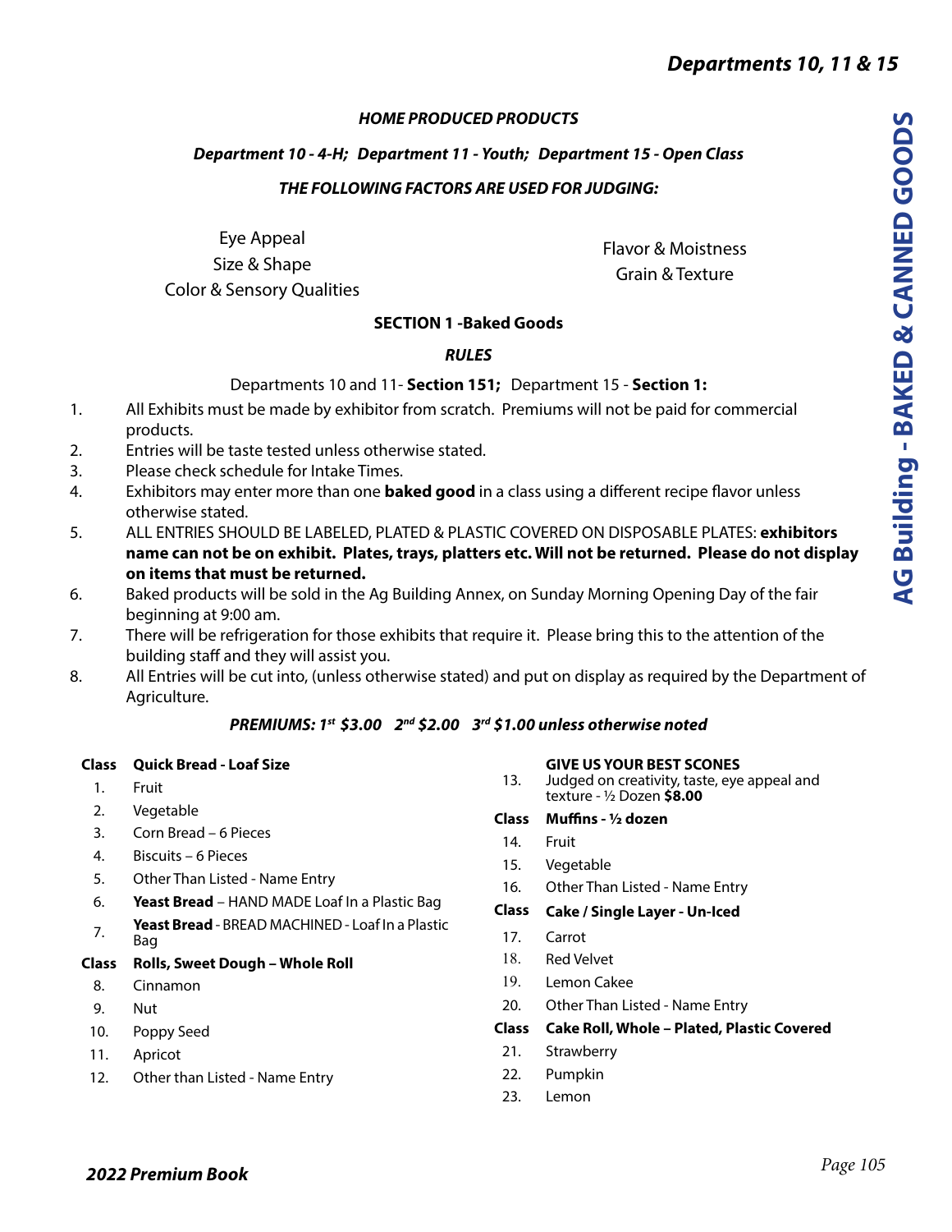## Departments 10, 11 & 15

### AG Building - BAKED & CANNED GOODS

***HOME PRODUCED PRODUCTS***

***Department 10 - 4-H; Department 11 - Youth; Department 15 - Open Class***

***THE FOLLOWING FACTORS ARE USED FOR JUDGING:***

Eye Appeal
Size & Shape
Color & Sensory Qualities
Flavor & Moistness
Grain & Texture

### SECTION 1 -Baked Goods

***RULES***

Departments 10 and 11- **Section 151;** Department 15 - **Section 1:**

1. All Exhibits must be made by exhibitor from scratch. Premiums will not be paid for commercial products.
2. Entries will be taste tested unless otherwise stated.
3. Please check schedule for Intake Times.
4. Exhibitors may enter more than one **baked good** in a class using a different recipe flavor unless otherwise stated.
5. ALL ENTRIES SHOULD BE LABELED, PLATED & PLASTIC COVERED ON DISPOSABLE PLATES: **exhibitors name can not be on exhibit. Plates, trays, platters etc. Will not be returned. Please do not display on items that must be returned.**
6. Baked products will be sold in the Ag Building Annex, on Sunday Morning Opening Day of the fair beginning at 9:00 am.
7. There will be refrigeration for those exhibits that require it. Please bring this to the attention of the building staff and they will assist you.
8. All Entries will be cut into, (unless otherwise stated) and put on display as required by the Department of Agriculture.

***PREMIUMS: 1st $3.00 2nd $2.00 3rd $1.00 unless otherwise noted***

**Class Quick Bread - Loaf Size**
1. Fruit
2. Vegetable
3. Corn Bread – 6 Pieces
4. Biscuits – 6 Pieces
5. Other Than Listed - Name Entry
6. **Yeast Bread** – HAND MADE Loaf In a Plastic Bag
7. **Yeast Bread** - BREAD MACHINED - Loaf In a Plastic Bag

**Class Rolls, Sweet Dough – Whole Roll**
8. Cinnamon
9. Nut
10. Poppy Seed
11. Apricot
12. Other than Listed - Name Entry

**GIVE US YOUR BEST SCONES**
13. Judged on creativity, taste, eye appeal and texture - ½ Dozen **$8.00**

**Class Muffins - ½ dozen**
14. Fruit
15. Vegetable
16. Other Than Listed - Name Entry

**Class Cake / Single Layer - Un-Iced**
17. Carrot
18. Red Velvet
19. Lemon Cakee
20. Other Than Listed - Name Entry

**Class Cake Roll, Whole – Plated, Plastic Covered**
21. Strawberry
22. Pumpkin
23. Lemon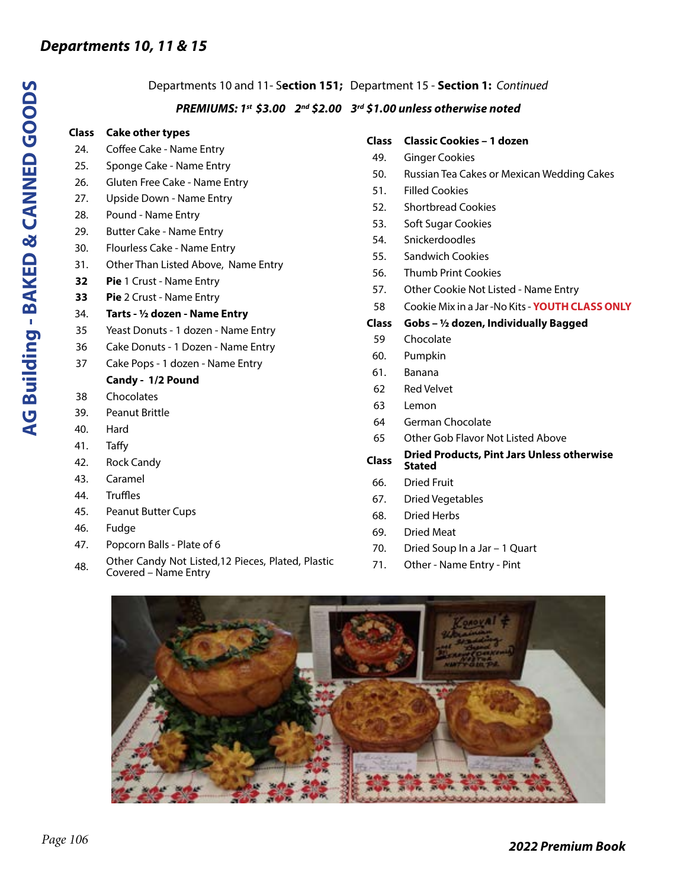## Departments 10, 11 & 15

Departments 10 and 11- **Section 151;** Department 15 - **Section 1:** *Continued*

***PREMIUMS: 1st $3.00 2nd $2.00 3rd $1.00 unless otherwise noted***

| Class | Cake other types |
|---|---|
| 24. | Coffee Cake - Name Entry |
| 25. | Sponge Cake - Name Entry |
| 26. | Gluten Free Cake - Name Entry |
| 27. | Upside Down - Name Entry |
| 28. | Pound - Name Entry |
| 29. | Butter Cake - Name Entry |
| 30. | Flourless Cake - Name Entry |
| 31. | Other Than Listed Above, Name Entry |
| **32** | **Pie** 1 Crust - Name Entry |
| **33** | **Pie** 2 Crust - Name Entry |
| 34. | **Tarts - ½ dozen - Name Entry** |
| 35 | Yeast Donuts - 1 dozen - Name Entry |
| 36 | Cake Donuts - 1 Dozen - Name Entry |
| 37 | Cake Pops - 1 dozen - Name Entry |
| | **Candy - 1/2 Pound** |
| 38 | Chocolates |
| 39. | Peanut Brittle |
| 40. | Hard |
| 41. | Taffy |
| 42. | Rock Candy |
| 43. | Caramel |
| 44. | Truffles |
| 45. | Peanut Butter Cups |
| 46. | Fudge |
| 47. | Popcorn Balls - Plate of 6 |
| 48. | Other Candy Not Listed,12 Pieces, Plated, Plastic Covered – Name Entry |

| Class | Classic Cookies – 1 dozen |
|---|---|
| 49. | Ginger Cookies |
| 50. | Russian Tea Cakes or Mexican Wedding Cakes |
| 51. | Filled Cookies |
| 52. | Shortbread Cookies |
| 53. | Soft Sugar Cookies |
| 54. | Snickerdoodles |
| 55. | Sandwich Cookies |
| 56. | Thumb Print Cookies |
| 57. | Other Cookie Not Listed - Name Entry |
| 58 | Cookie Mix in a Jar -No Kits - **YOUTH CLASS ONLY** |

| Class | Gobs – ½ dozen, Individually Bagged |
|---|---|
| 59 | Chocolate |
| 60. | Pumpkin |
| 61. | Banana |
| 62 | Red Velvet |
| 63 | Lemon |
| 64 | German Chocolate |
| 65 | Other Gob Flavor Not Listed Above |

| Class | Dried Products, Pint Jars Unless otherwise Stated |
|---|---|
| 66. | Dried Fruit |
| 67. | Dried Vegetables |
| 68. | Dried Herbs |
| 69. | Dried Meat |
| 70. | Dried Soup In a Jar – 1 Quart |
| 71. | Other - Name Entry - Pint |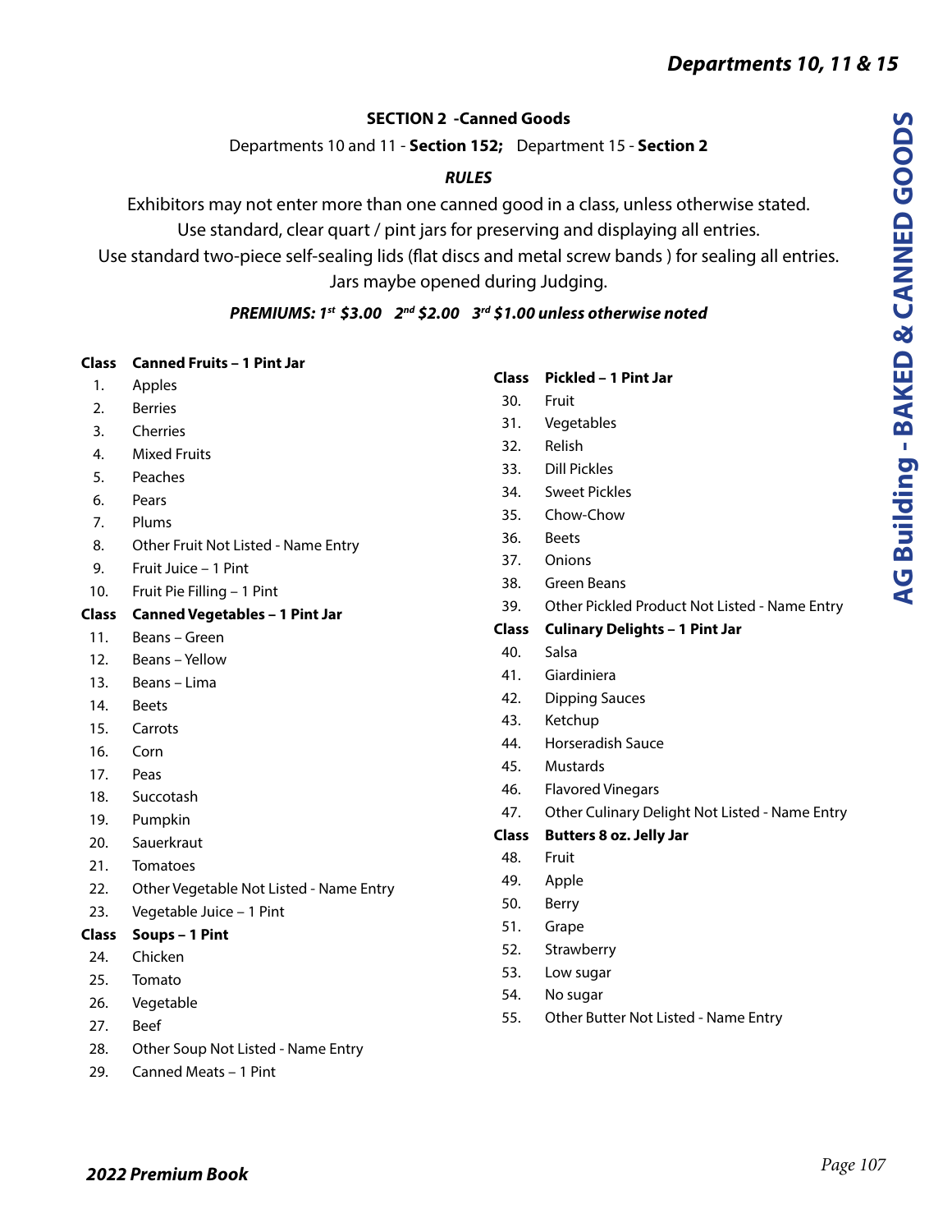## SECTION 2 -Canned Goods

Departments 10 and 11 - **Section 152;** Department 15 - **Section 2**

***RULES***

Exhibitors may not enter more than one canned good in a class, unless otherwise stated.
Use standard, clear quart / pint jars for preserving and displaying all entries.
Use standard two-piece self-sealing lids (flat discs and metal screw bands ) for sealing all entries.
Jars maybe opened during Judging.

***PREMIUMS: 1st $3.00 2nd $2.00 3rd $1.00 unless otherwise noted***

| Class | Canned Fruits – 1 Pint Jar |
|---|---|
| 1. | Apples |
| 2. | Berries |
| 3. | Cherries |
| 4. | Mixed Fruits |
| 5. | Peaches |
| 6. | Pears |
| 7. | Plums |
| 8. | Other Fruit Not Listed - Name Entry |
| 9. | Fruit Juice – 1 Pint |
| 10. | Fruit Pie Filling – 1 Pint |

| Class | Canned Vegetables – 1 Pint Jar |
|---|---|
| 11. | Beans – Green |
| 12. | Beans – Yellow |
| 13. | Beans – Lima |
| 14. | Beets |
| 15. | Carrots |
| 16. | Corn |
| 17. | Peas |
| 18. | Succotash |
| 19. | Pumpkin |
| 20. | Sauerkraut |
| 21. | Tomatoes |
| 22. | Other Vegetable Not Listed - Name Entry |
| 23. | Vegetable Juice – 1 Pint |

| Class | Soups – 1 Pint |
|---|---|
| 24. | Chicken |
| 25. | Tomato |
| 26. | Vegetable |
| 27. | Beef |
| 28. | Other Soup Not Listed - Name Entry |
| 29. | Canned Meats – 1 Pint |

| Class | Pickled – 1 Pint Jar |
|---|---|
| 30. | Fruit |
| 31. | Vegetables |
| 32. | Relish |
| 33. | Dill Pickles |
| 34. | Sweet Pickles |
| 35. | Chow-Chow |
| 36. | Beets |
| 37. | Onions |
| 38. | Green Beans |
| 39. | Other Pickled Product Not Listed - Name Entry |

| Class | Culinary Delights – 1 Pint Jar |
|---|---|
| 40. | Salsa |
| 41. | Giardiniera |
| 42. | Dipping Sauces |
| 43. | Ketchup |
| 44. | Horseradish Sauce |
| 45. | Mustards |
| 46. | Flavored Vinegars |
| 47. | Other Culinary Delight Not Listed - Name Entry |

| Class | Butters 8 oz. Jelly Jar |
|---|---|
| 48. | Fruit |
| 49. | Apple |
| 50. | Berry |
| 51. | Grape |
| 52. | Strawberry |
| 53. | Low sugar |
| 54. | No sugar |
| 55. | Other Butter Not Listed - Name Entry |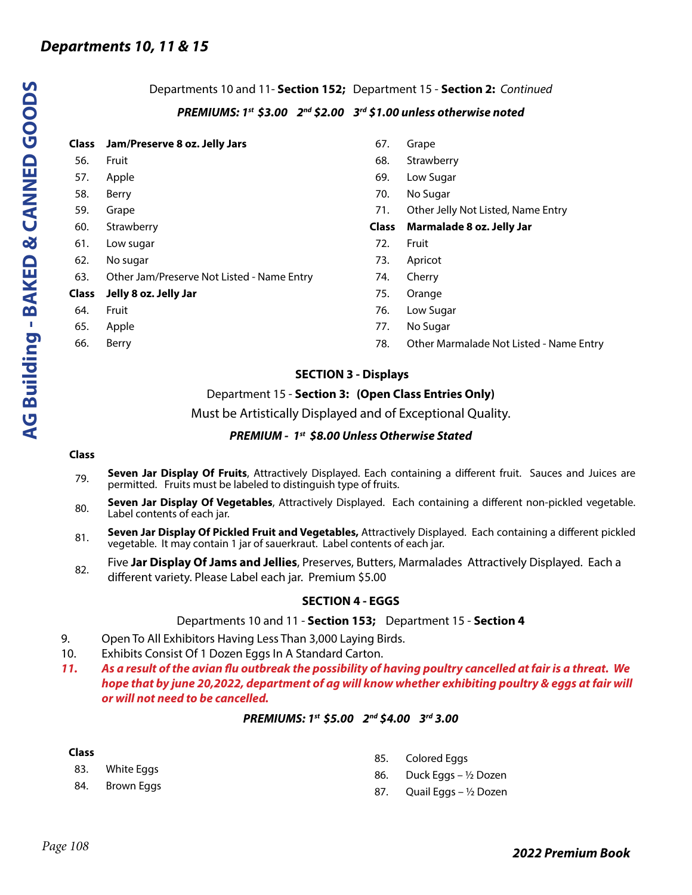Departments 10 and 11- **Section 152;** Department 15 - **Section 2:** *Continued*

***PREMIUMS: 1st $3.00 2nd $2.00 3rd $1.00 unless otherwise noted***

| Class | **Jam/Preserve 8 oz. Jelly Jars** |
|---|---|
| 56. | Fruit |
| 57. | Apple |
| 58. | Berry |
| 59. | Grape |
| 60. | Strawberry |
| 61. | Low sugar |
| 62. | No sugar |
| 63. | Other Jam/Preserve Not Listed - Name Entry |
| **Class** | **Jelly 8 oz. Jelly Jar** |
| 64. | Fruit |
| 65. | Apple |
| 66. | Berry |
| 67. | Grape |
| 68. | Strawberry |
| 69. | Low Sugar |
| 70. | No Sugar |
| 71. | Other Jelly Not Listed, Name Entry |
| **Class** | **Marmalade 8 oz. Jelly Jar** |
| 72. | Fruit |
| 73. | Apricot |
| 74. | Cherry |
| 75. | Orange |
| 76. | Low Sugar |
| 77. | No Sugar |
| 78. | Other Marmalade Not Listed - Name Entry |

## SECTION 3 - Displays

Department 15 - **Section 3: (Open Class Entries Only)**

Must be Artistically Displayed and of Exceptional Quality.

***PREMIUM - 1st $8.00 Unless Otherwise Stated***

**Class**

79. **Seven Jar Display Of Fruits**, Attractively Displayed. Each containing a different fruit. Sauces and Juices are permitted. Fruits must be labeled to distinguish type of fruits.
80. **Seven Jar Display Of Vegetables**, Attractively Displayed. Each containing a different non-pickled vegetable. Label contents of each jar.
81. **Seven Jar Display Of Pickled Fruit and Vegetables,** Attractively Displayed. Each containing a different pickled vegetable. It may contain 1 jar of sauerkraut. Label contents of each jar.
82. Five **Jar Display Of Jams and Jellies**, Preserves, Butters, Marmalades Attractively Displayed. Each a different variety. Please Label each jar. Premium $5.00

## SECTION 4 - EGGS

Departments 10 and 11 - **Section 153;** Department 15 - **Section 4**

9. Open To All Exhibitors Having Less Than 3,000 Laying Birds.
10. Exhibits Consist Of 1 Dozen Eggs In A Standard Carton.
11. ***As a result of the avian flu outbreak the possibility of having poultry cancelled at fair is a threat. We hope that by june 20,2022, department of ag will know whether exhibiting poultry & eggs at fair will or will not need to be cancelled.***

***PREMIUMS: 1st $5.00 2nd $4.00 3rd 3.00***

| Class | |
|---|---|
| 83. | White Eggs |
| 84. | Brown Eggs |
| 85. | Colored Eggs |
| 86. | Duck Eggs – ½ Dozen |
| 87. | Quail Eggs – ½ Dozen |